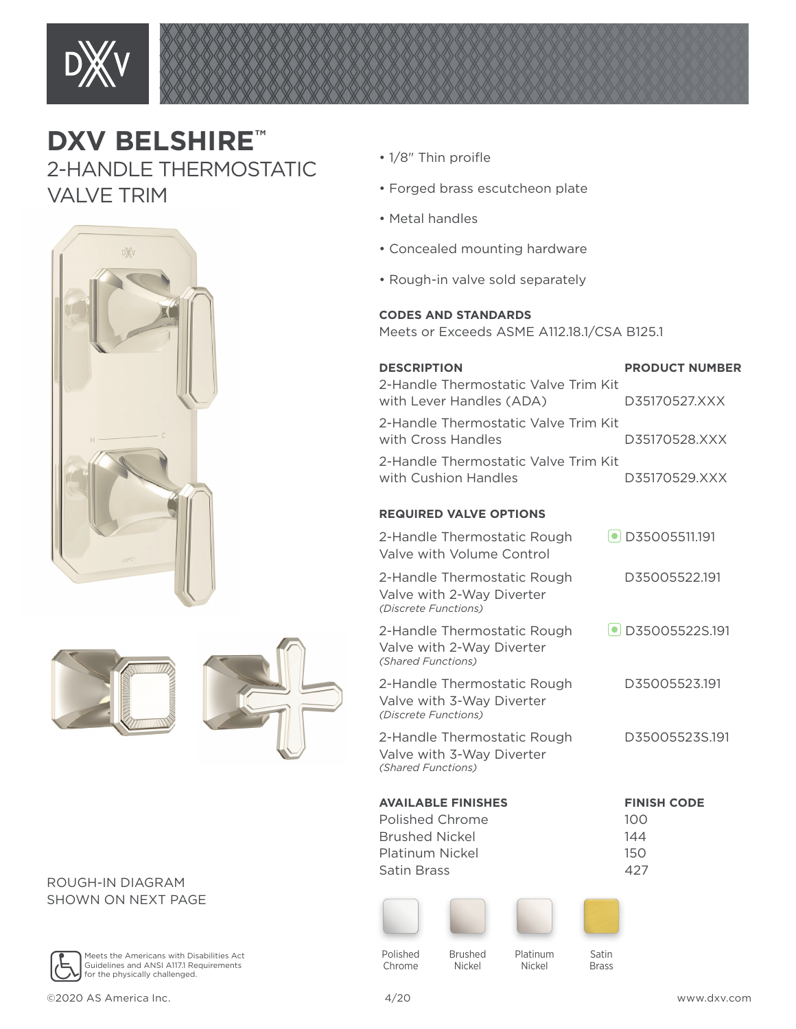# DXV BELSHIRE™

## 2-HANDLE THERMOSTATIC VALVE TRIM

- 1/8" Thin proifle
- Forged brass escutcheon plate
- Metal handles
- Concealed mounting hardware
- Rough-in valve sold separately

**CODES AND STANDARDS**

Meets or Exceeds ASME A112.18.1/CSA B125.1

| DESCRIPTION | PRODUCT NUMBER |
| --- | --- |
| 2-Handle Thermostatic Valve Trim Kit with Lever Handles (ADA) | D35170527.XXX |
| 2-Handle Thermostatic Valve Trim Kit with Cross Handles | D35170528.XXX |
| 2-Handle Thermostatic Valve Trim Kit with Cushion Handles | D35170529.XXX |

**REQUIRED VALVE OPTIONS**

| | |
| --- | --- |
| 2-Handle Thermostatic Rough Valve with Volume Control | D35005511.191 |
| 2-Handle Thermostatic Rough Valve with 2-Way Diverter *(Discrete Functions)* | D35005522.191 |
| 2-Handle Thermostatic Rough Valve with 2-Way Diverter *(Shared Functions)* | D35005522S.191 |
| 2-Handle Thermostatic Rough Valve with 3-Way Diverter *(Discrete Functions)* | D35005523.191 |
| 2-Handle Thermostatic Rough Valve with 3-Way Diverter *(Shared Functions)* | D35005523S.191 |

| AVAILABLE FINISHES | FINISH CODE |
| --- | --- |
| Polished Chrome | 100 |
| Brushed Nickel | 144 |
| Platinum Nickel | 150 |
| Satin Brass | 427 |

Polished Chrome | Brushed Nickel | Platinum Nickel | Satin Brass

ROUGH-IN DIAGRAM SHOWN ON NEXT PAGE

Meets the Americans with Disabilities Act Guidelines and ANSI A117.1 Requirements for the physically challenged.

©2020 AS America Inc. 4/20 www.dxv.com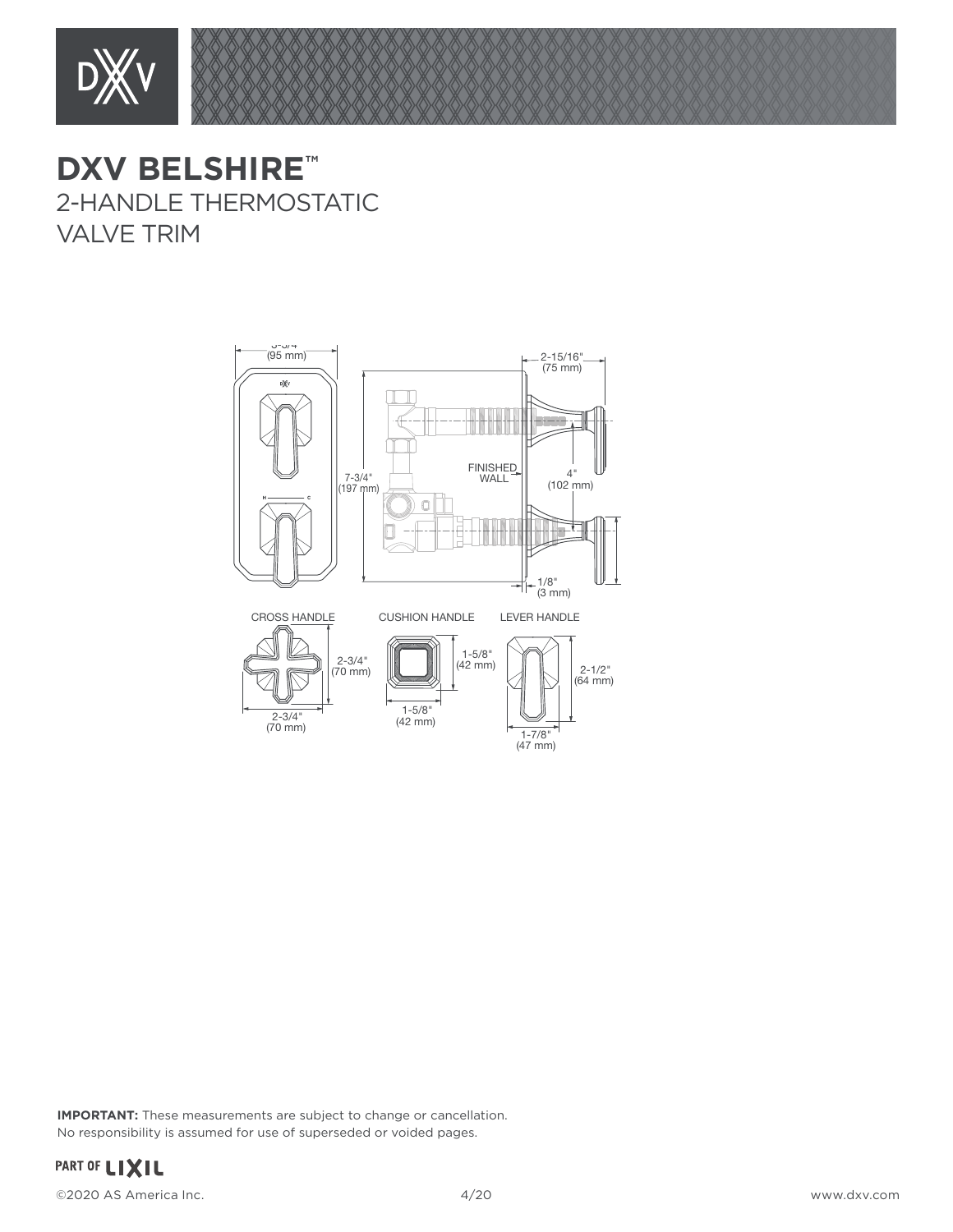# DXV BELSHIRE™

2-HANDLE THERMOSTATIC
VALVE TRIM

3-3/4"
(95 mm)

2-15/16"
(75 mm)

7-3/4"
(197 mm)

FINISHED
WALL

4"
(102 mm)

1/8"
(3 mm)

CROSS HANDLE

2-3/4"
(70 mm)

2-3/4"
(70 mm)

CUSHION HANDLE

1-5/8"
(42 mm)

1-5/8"
(42 mm)

LEVER HANDLE

2-1/2"
(64 mm)

1-7/8"
(47 mm)

**IMPORTANT:** These measurements are subject to change or cancellation.
No responsibility is assumed for use of superseded or voided pages.

PART OF LIXIL

©2020 AS America Inc. 4/20 www.dxv.com